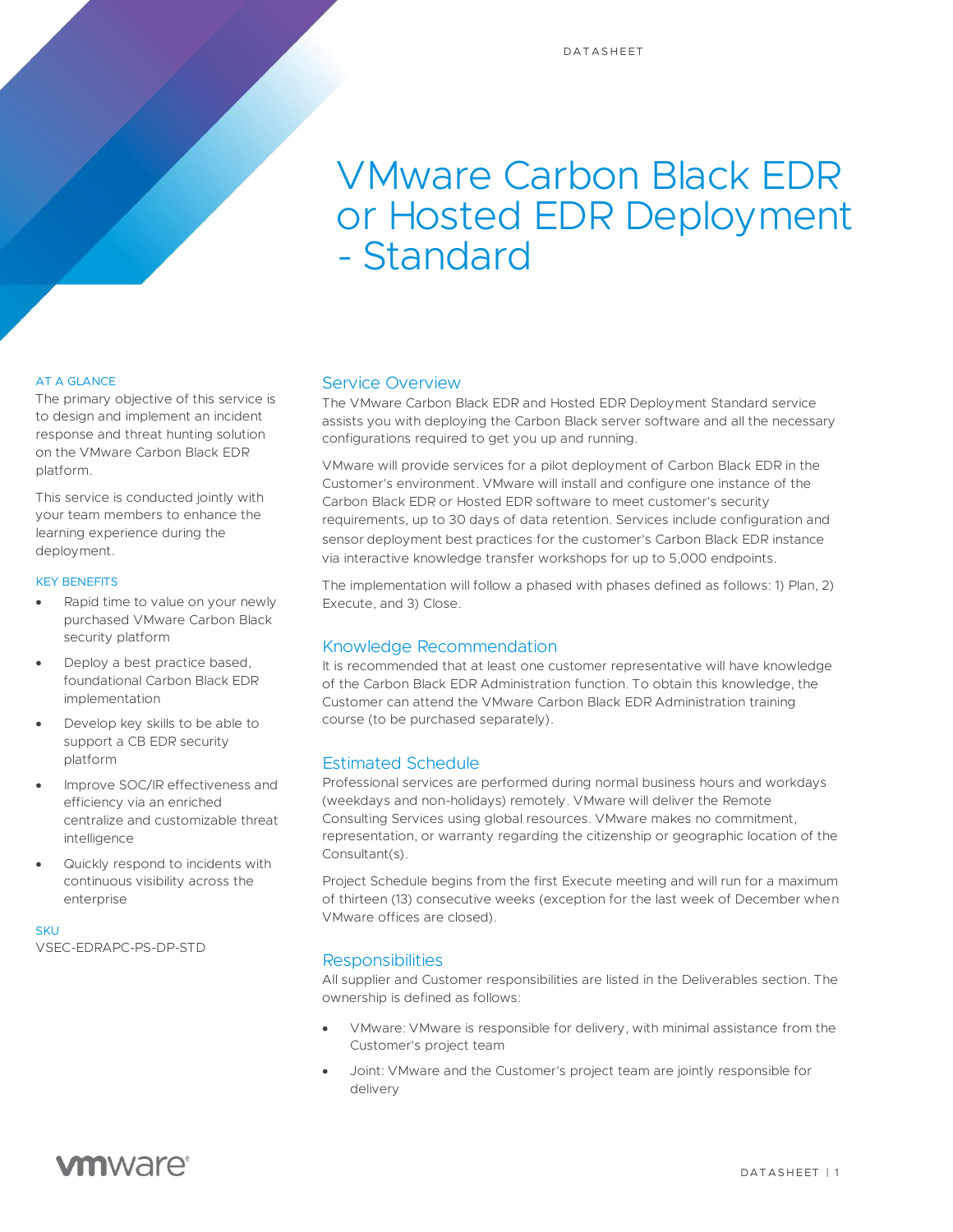# VMware Carbon Black EDR or Hosted EDR Deployment - Standard

AT A GLANCE

The primary objective of this service is to design and implement an incident response and threat hunting solution on the VMware Carbon Black EDR platform.

This service is conducted jointly with your team members to enhance the learning experience during the deployment.

KEY BENEFITS

- Rapid time to value on your newly purchased VMware Carbon Black security platform
- Deploy a best practice based, foundational Carbon Black EDR implementation
- Develop key skills to be able to support a CB EDR security platform
- Improve SOC/IR effectiveness and efficiency via an enriched centralize and customizable threat intelligence
- Quickly respond to incidents with continuous visibility across the enterprise

SKU

VSEC-EDRAPC-PS-DP-STD

## Service Overview

The VMware Carbon Black EDR and Hosted EDR Deployment Standard service assists you with deploying the Carbon Black server software and all the necessary configurations required to get you up and running.

VMware will provide services for a pilot deployment of Carbon Black EDR in the Customer's environment. VMware will install and configure one instance of the Carbon Black EDR or Hosted EDR software to meet customer's security requirements, up to 30 days of data retention. Services include configuration and sensor deployment best practices for the customer's Carbon Black EDR instance via interactive knowledge transfer workshops for up to 5,000 endpoints.

The implementation will follow a phased with phases defined as follows: 1) Plan, 2) Execute, and 3) Close.

## Knowledge Recommendation

It is recommended that at least one customer representative will have knowledge of the Carbon Black EDR Administration function. To obtain this knowledge, the Customer can attend the VMware Carbon Black EDR Administration training course (to be purchased separately).

## Estimated Schedule

Professional services are performed during normal business hours and workdays (weekdays and non-holidays) remotely. VMware will deliver the Remote Consulting Services using global resources. VMware makes no commitment, representation, or warranty regarding the citizenship or geographic location of the Consultant(s).

Project Schedule begins from the first Execute meeting and will run for a maximum of thirteen (13) consecutive weeks (exception for the last week of December when VMware offices are closed).

## Responsibilities

All supplier and Customer responsibilities are listed in the Deliverables section. The ownership is defined as follows:

- VMware: VMware is responsible for delivery, with minimal assistance from the Customer's project team
- Joint: VMware and the Customer's project team are jointly responsible for delivery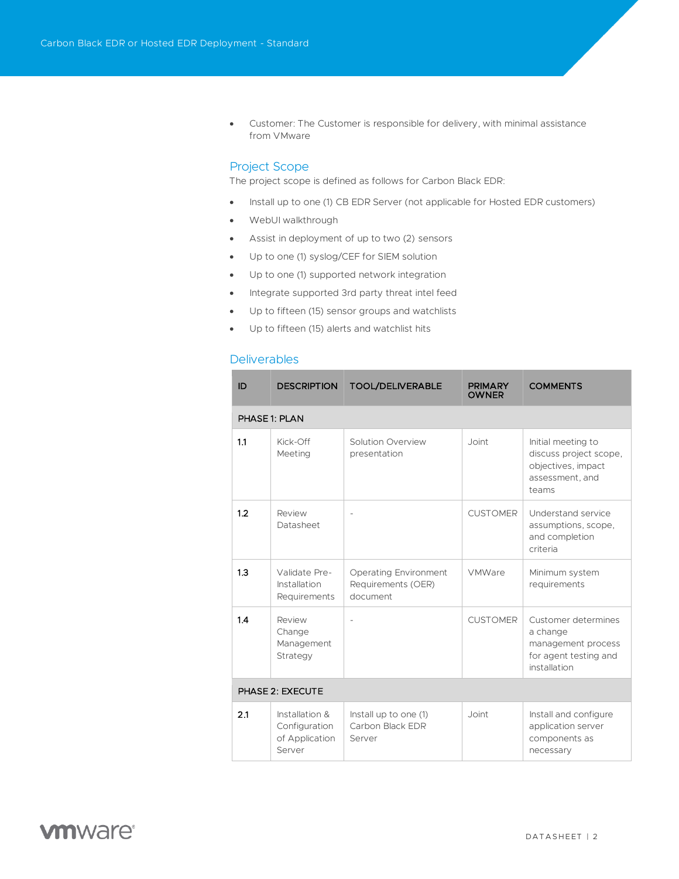- Customer: The Customer is responsible for delivery, with minimal assistance from VMware

## Project Scope

The project scope is defined as follows for Carbon Black EDR:

- Install up to one (1) CB EDR Server (not applicable for Hosted EDR customers)
- WebUI walkthrough
- Assist in deployment of up to two (2) sensors
- Up to one (1) syslog/CEF for SIEM solution
- Up to one (1) supported network integration
- Integrate supported 3rd party threat intel feed
- Up to fifteen (15) sensor groups and watchlists
- Up to fifteen (15) alerts and watchlist hits

## Deliverables

| ID | DESCRIPTION | TOOL/DELIVERABLE | PRIMARY OWNER | COMMENTS |
|---|---|---|---|---|
| PHASE 1: PLAN | | | | |
| 1.1 | Kick-Off Meeting | Solution Overview presentation | Joint | Initial meeting to discuss project scope, objectives, impact assessment, and teams |
| 1.2 | Review Datasheet | - | CUSTOMER | Understand service assumptions, scope, and completion criteria |
| 1.3 | Validate Pre-Installation Requirements | Operating Environment Requirements (OER) document | VMWare | Minimum system requirements |
| 1.4 | Review Change Management Strategy | - | CUSTOMER | Customer determines a change management process for agent testing and installation |
| PHASE 2: EXECUTE | | | | |
| 2.1 | Installation & Configuration of Application Server | Install up to one (1) Carbon Black EDR Server | Joint | Install and configure application server components as necessary |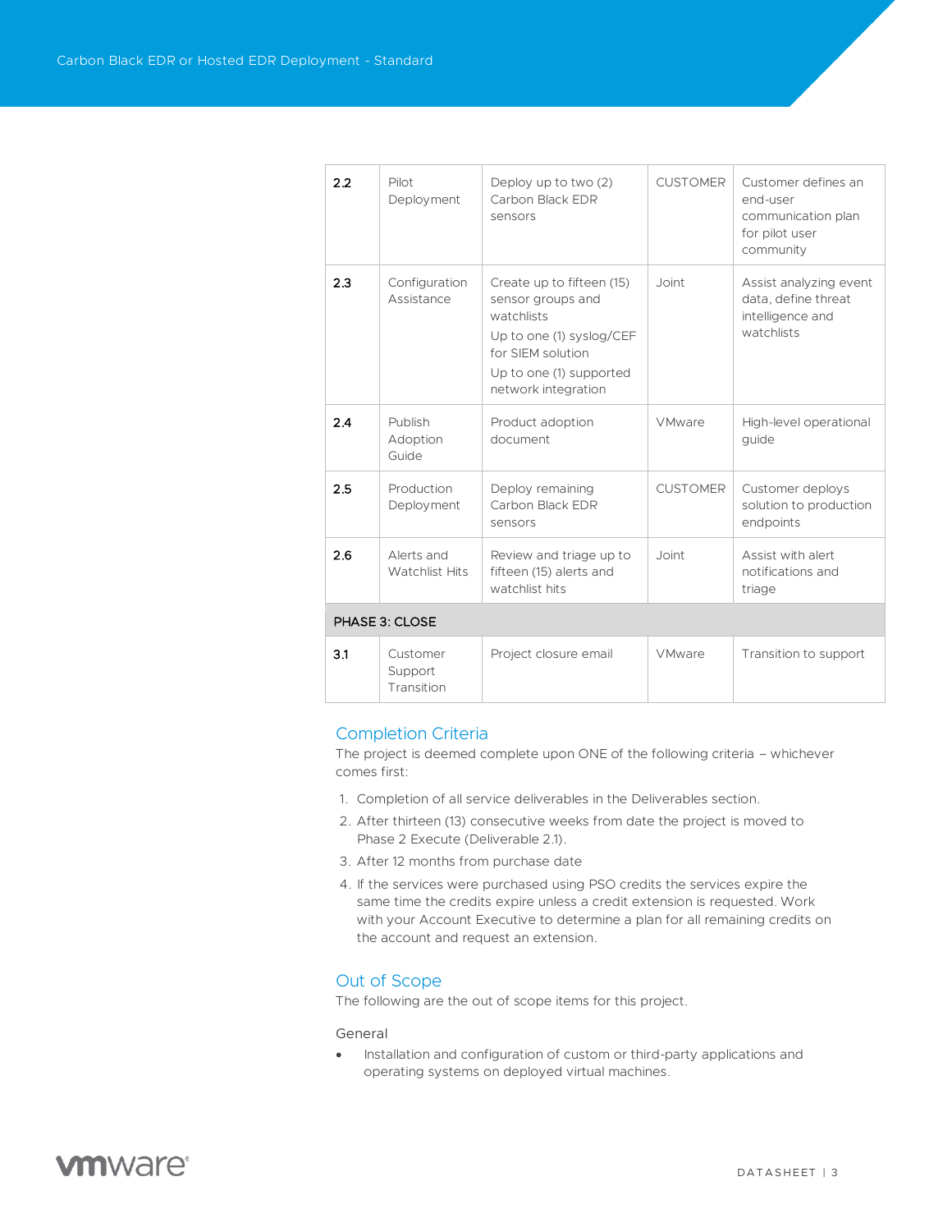| | | | | |
|---|---|---|---|---|
| 2.2 | Pilot Deployment | Deploy up to two (2) Carbon Black EDR sensors | CUSTOMER | Customer defines an end-user communication plan for pilot user community |
| 2.3 | Configuration Assistance | Create up to fifteen (15) sensor groups and watchlists<br>Up to one (1) syslog/CEF for SIEM solution<br>Up to one (1) supported network integration | Joint | Assist analyzing event data, define threat intelligence and watchlists |
| 2.4 | Publish Adoption Guide | Product adoption document | VMware | High-level operational guide |
| 2.5 | Production Deployment | Deploy remaining Carbon Black EDR sensors | CUSTOMER | Customer deploys solution to production endpoints |
| 2.6 | Alerts and Watchlist Hits | Review and triage up to fifteen (15) alerts and watchlist hits | Joint | Assist with alert notifications and triage |
| PHASE 3: CLOSE | | | | |
| 3.1 | Customer Support Transition | Project closure email | VMware | Transition to support |

## Completion Criteria

The project is deemed complete upon ONE of the following criteria – whichever comes first:

1. Completion of all service deliverables in the Deliverables section.
2. After thirteen (13) consecutive weeks from date the project is moved to Phase 2 Execute (Deliverable 2.1).
3. After 12 months from purchase date
4. If the services were purchased using PSO credits the services expire the same time the credits expire unless a credit extension is requested. Work with your Account Executive to determine a plan for all remaining credits on the account and request an extension.

## Out of Scope

The following are the out of scope items for this project.

### General

- Installation and configuration of custom or third-party applications and operating systems on deployed virtual machines.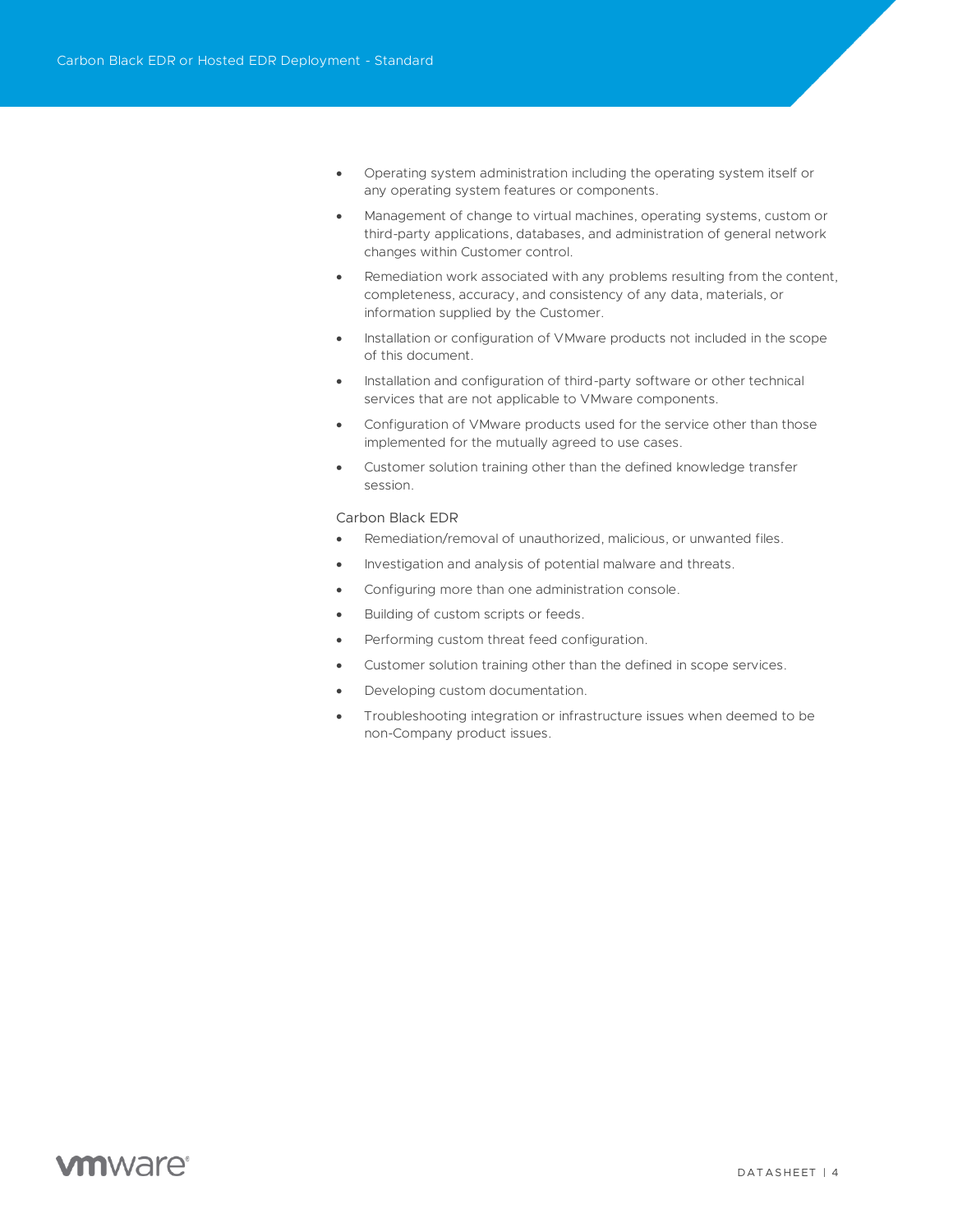- Operating system administration including the operating system itself or any operating system features or components.
- Management of change to virtual machines, operating systems, custom or third-party applications, databases, and administration of general network changes within Customer control.
- Remediation work associated with any problems resulting from the content, completeness, accuracy, and consistency of any data, materials, or information supplied by the Customer.
- Installation or configuration of VMware products not included in the scope of this document.
- Installation and configuration of third-party software or other technical services that are not applicable to VMware components.
- Configuration of VMware products used for the service other than those implemented for the mutually agreed to use cases.
- Customer solution training other than the defined knowledge transfer session.

Carbon Black EDR

- Remediation/removal of unauthorized, malicious, or unwanted files.
- Investigation and analysis of potential malware and threats.
- Configuring more than one administration console.
- Building of custom scripts or feeds.
- Performing custom threat feed configuration.
- Customer solution training other than the defined in scope services.
- Developing custom documentation.
- Troubleshooting integration or infrastructure issues when deemed to be non-Company product issues.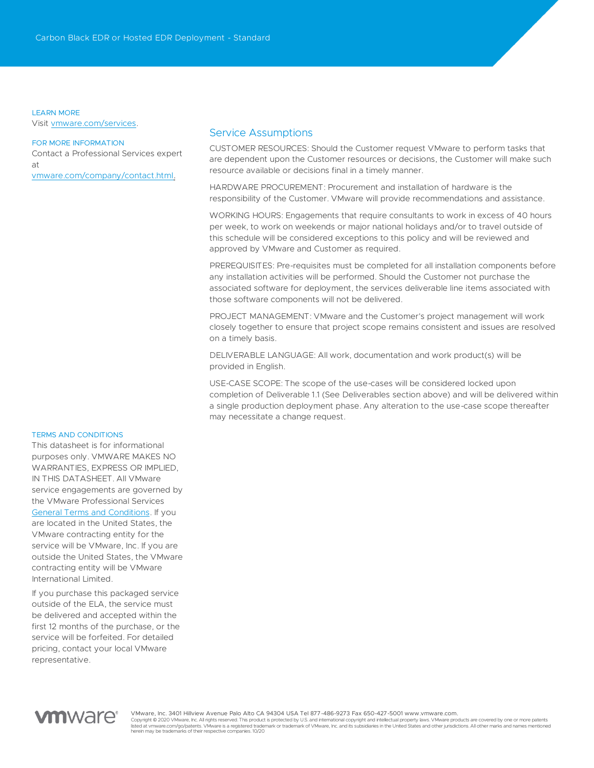LEARN MORE

Visit [vmware.com/services](vmware.com/services).

FOR MORE INFORMATION

Contact a Professional Services expert at [vmware.com/company/contact.html](vmware.com/company/contact.html).

## Service Assumptions

CUSTOMER RESOURCES: Should the Customer request VMware to perform tasks that are dependent upon the Customer resources or decisions, the Customer will make such resource available or decisions final in a timely manner.

HARDWARE PROCUREMENT: Procurement and installation of hardware is the responsibility of the Customer. VMware will provide recommendations and assistance.

WORKING HOURS: Engagements that require consultants to work in excess of 40 hours per week, to work on weekends or major national holidays and/or to travel outside of this schedule will be considered exceptions to this policy and will be reviewed and approved by VMware and Customer as required.

PREREQUISITES: Pre-requisites must be completed for all installation components before any installation activities will be performed. Should the Customer not purchase the associated software for deployment, the services deliverable line items associated with those software components will not be delivered.

PROJECT MANAGEMENT: VMware and the Customer's project management will work closely together to ensure that project scope remains consistent and issues are resolved on a timely basis.

DELIVERABLE LANGUAGE: All work, documentation and work product(s) will be provided in English.

USE-CASE SCOPE: The scope of the use-cases will be considered locked upon completion of Deliverable 1.1 (See Deliverables section above) and will be delivered within a single production deployment phase. Any alteration to the use-case scope thereafter may necessitate a change request.

TERMS AND CONDITIONS

This datasheet is for informational purposes only. VMWARE MAKES NO WARRANTIES, EXPRESS OR IMPLIED, IN THIS DATASHEET. All VMware service engagements are governed by the VMware Professional Services General Terms and Conditions. If you are located in the United States, the VMware contracting entity for the service will be VMware, Inc. If you are outside the United States, the VMware contracting entity will be VMware International Limited.

If you purchase this packaged service outside of the ELA, the service must be delivered and accepted within the first 12 months of the purchase, or the service will be forfeited. For detailed pricing, contact your local VMware representative.

VMware, Inc. 3401 Hillview Avenue Palo Alto CA 94304 USA Tel 877-486-9273 Fax 650-427-5001 www.vmware.com.
Copyright © 2020 VMware, Inc. All rights reserved. This product is protected by U.S. and international copyright and intellectual property laws. VMware products are covered by one or more patents listed at vmware.com/go/patents. VMware is a registered trademark or trademark of VMware, Inc. and its subsidiaries in the United States and other jurisdictions. All other marks and names mentioned herein may be trademarks of their respective companies. 10/20